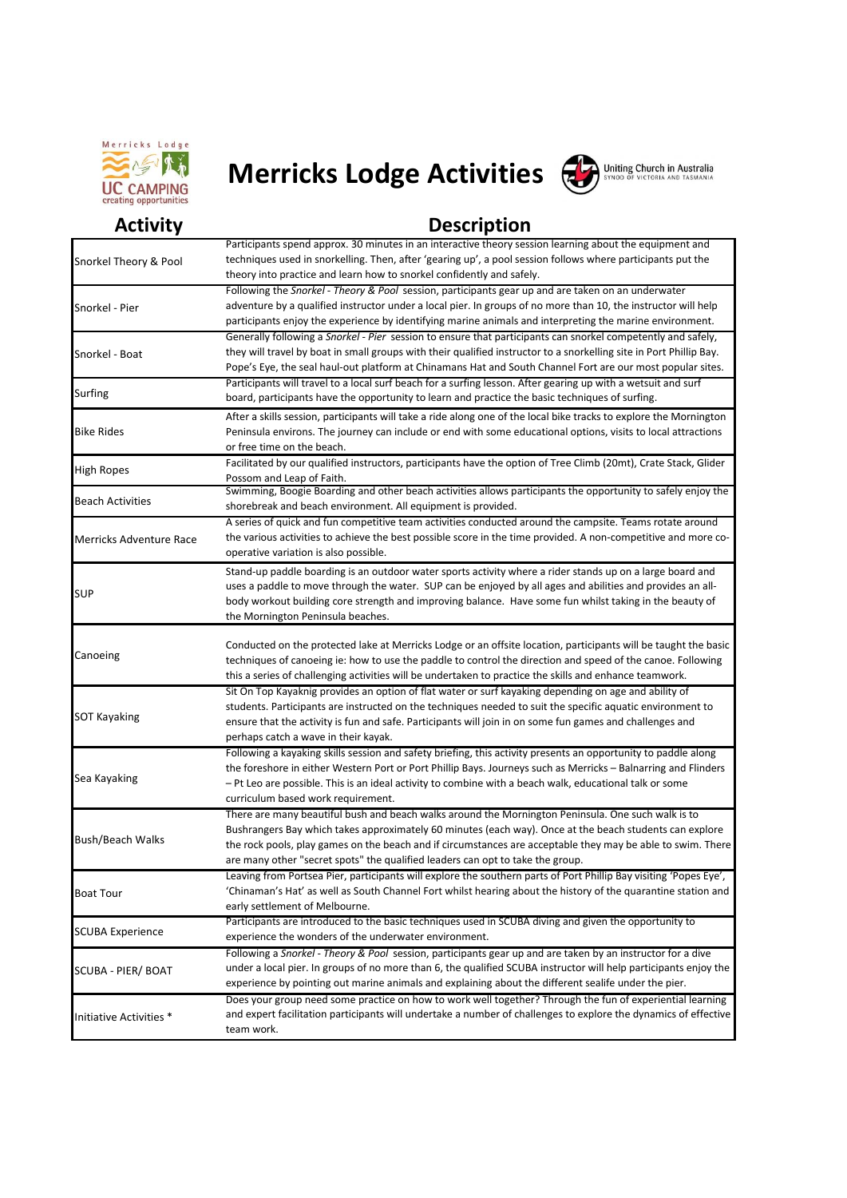# Merricks Lodge Activities

| Activity | Description |
|---|---|
| Snorkel Theory & Pool | Participants spend approx. 30 minutes in an interactive theory session learning about the equipment and techniques used in snorkelling. Then, after 'gearing up', a pool session follows where participants put the theory into practice and learn how to snorkel confidently and safely. |
| Snorkel - Pier | Following the *Snorkel - Theory & Pool* session, participants gear up and are taken on an underwater adventure by a qualified instructor under a local pier. In groups of no more than 10, the instructor will help participants enjoy the experience by identifying marine animals and interpreting the marine environment. |
| Snorkel - Boat | Generally following a *Snorkel - Pier* session to ensure that participants can snorkel competently and safely, they will travel by boat in small groups with their qualified instructor to a snorkelling site in Port Phillip Bay. Pope's Eye, the seal haul-out platform at Chinamans Hat and South Channel Fort are our most popular sites. |
| Surfing | Participants will travel to a local surf beach for a surfing lesson. After gearing up with a wetsuit and surf board, participants have the opportunity to learn and practice the basic techniques of surfing. |
| Bike Rides | After a skills session, participants will take a ride along one of the local bike tracks to explore the Mornington Peninsula environs. The journey can include or end with some educational options, visits to local attractions or free time on the beach. |
| High Ropes | Facilitated by our qualified instructors, participants have the option of Tree Climb (20mt), Crate Stack, Glider Possom and Leap of Faith. |
| Beach Activities | Swimming, Boogie Boarding and other beach activities allows participants the opportunity to safely enjoy the shorebreak and beach environment. All equipment is provided. |
| Merricks Adventure Race | A series of quick and fun competitive team activities conducted around the campsite. Teams rotate around the various activities to achieve the best possible score in the time provided. A non-competitive and more co-operative variation is also possible. |
| SUP | Stand-up paddle boarding is an outdoor water sports activity where a rider stands up on a large board and uses a paddle to move through the water. SUP can be enjoyed by all ages and abilities and provides an all-body workout building core strength and improving balance. Have some fun whilst taking in the beauty of the Mornington Peninsula beaches. |
| Canoeing | Conducted on the protected lake at Merricks Lodge or an offsite location, participants will be taught the basic techniques of canoeing ie: how to use the paddle to control the direction and speed of the canoe. Following this a series of challenging activities will be undertaken to practice the skills and enhance teamwork. |
| SOT Kayaking | Sit On Top Kayaknig provides an option of flat water or surf kayaking depending on age and ability of students. Participants are instructed on the techniques needed to suit the specific aquatic environment to ensure that the activity is fun and safe. Participants will join in on some fun games and challenges and perhaps catch a wave in their kayak. |
| Sea Kayaking | Following a kayaking skills session and safety briefing, this activity presents an opportunity to paddle along the foreshore in either Western Port or Port Phillip Bays. Journeys such as Merricks – Balnarring and Flinders – Pt Leo are possible. This is an ideal activity to combine with a beach walk, educational talk or some curriculum based work requirement. |
| Bush/Beach Walks | There are many beautiful bush and beach walks around the Mornington Peninsula. One such walk is to Bushrangers Bay which takes approximately 60 minutes (each way). Once at the beach students can explore the rock pools, play games on the beach and if circumstances are acceptable they may be able to swim. There are many other "secret spots" the qualified leaders can opt to take the group. |
| Boat Tour | Leaving from Portsea Pier, participants will explore the southern parts of Port Phillip Bay visiting 'Popes Eye', 'Chinaman's Hat' as well as South Channel Fort whilst hearing about the history of the quarantine station and early settlement of Melbourne. |
| SCUBA Experience | Participants are introduced to the basic techniques used in SCUBA diving and given the opportunity to experience the wonders of the underwater environment. |
| SCUBA - PIER/ BOAT | Following a *Snorkel - Theory & Pool* session, participants gear up and are taken by an instructor for a dive under a local pier. In groups of no more than 6, the qualified SCUBA instructor will help participants enjoy the experience by pointing out marine animals and explaining about the different sealife under the pier. |
| Initiative Activities * | Does your group need some practice on how to work well together? Through the fun of experiential learning and expert facilitation participants will undertake a number of challenges to explore the dynamics of effective team work. |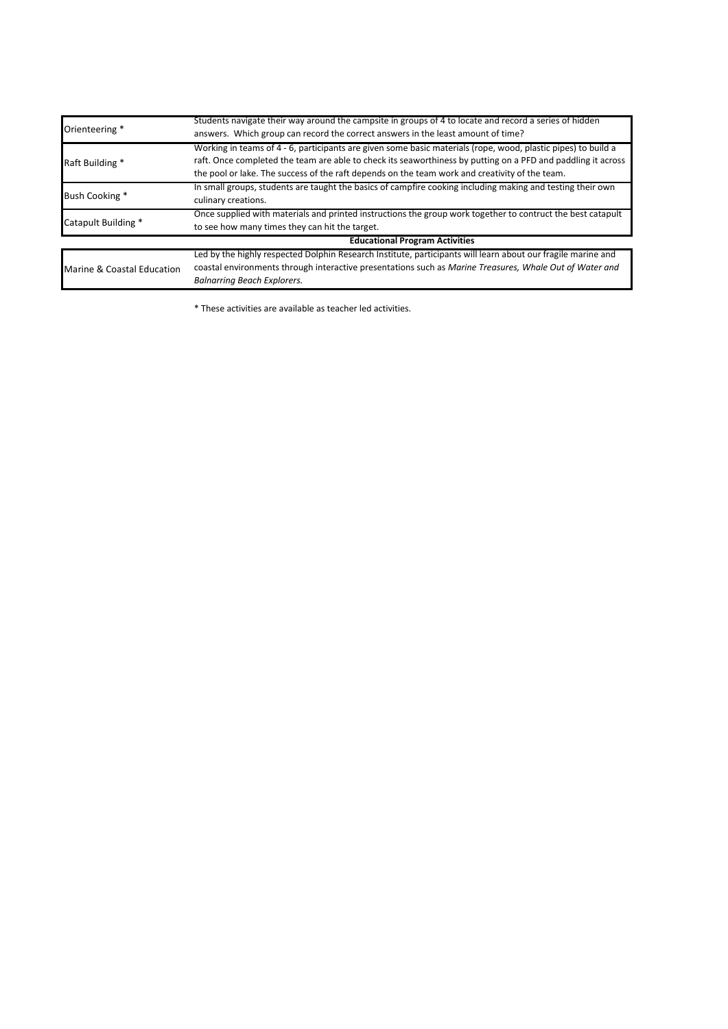| | |
|---|---|
| Orienteering * | Students navigate their way around the campsite in groups of 4 to locate and record a series of hidden answers. Which group can record the correct answers in the least amount of time? |
| Raft Building * | Working in teams of 4 - 6, participants are given some basic materials (rope, wood, plastic pipes) to build a raft. Once completed the team are able to check its seaworthiness by putting on a PFD and paddling it across the pool or lake. The success of the raft depends on the team work and creativity of the team. |
| Bush Cooking * | In small groups, students are taught the basics of campfire cooking including making and testing their own culinary creations. |
| Catapult Building * | Once supplied with materials and printed instructions the group work together to contruct the best catapult to see how many times they can hit the target. |
| | **Educational Program Activities** |
| Marine & Coastal Education | Led by the highly respected Dolphin Research Institute, participants will learn about our fragile marine and coastal environments through interactive presentations such as *Marine Treasures, Whale Out of Water and Balnarring Beach Explorers.* |

* These activities are available as teacher led activities.